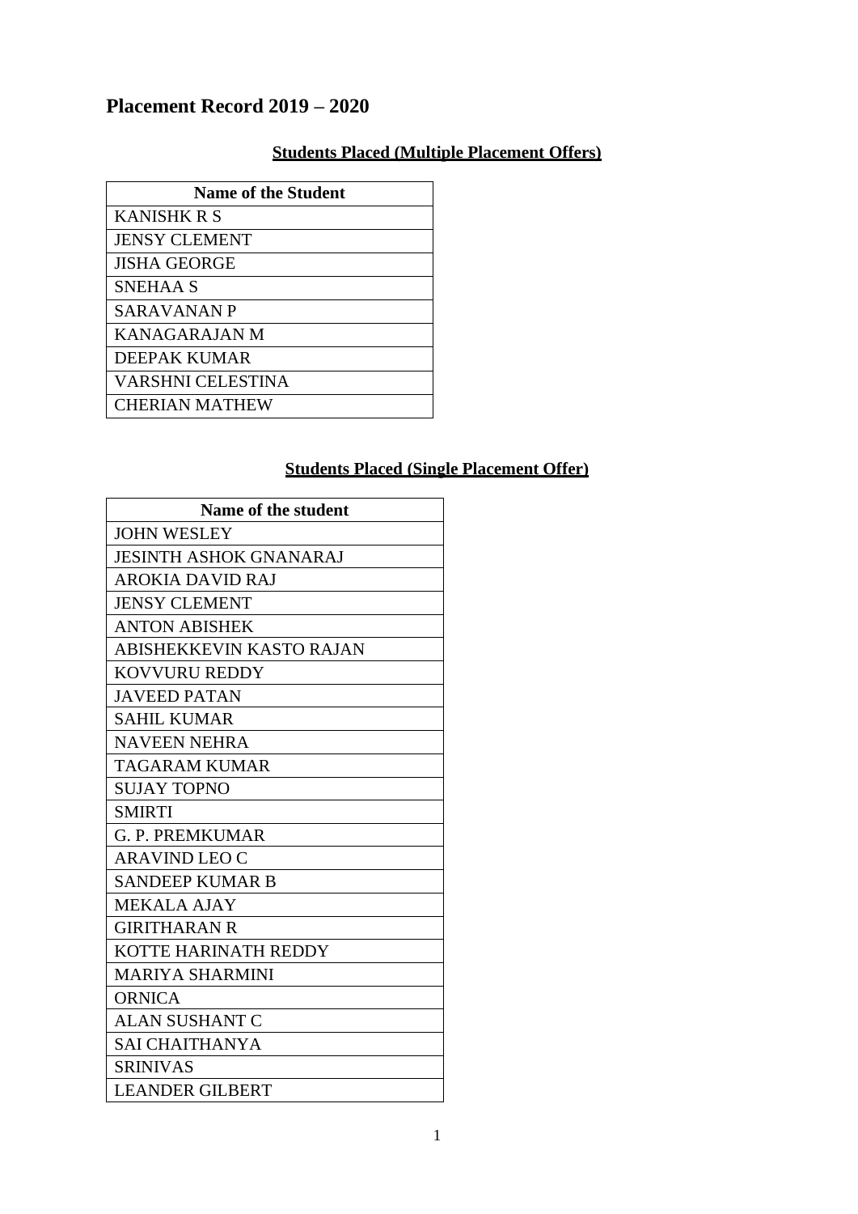# Placement Record 2019 – 2020

## Students Placed (Multiple Placement Offers)

| Name of the Student |
|---|
| KANISHK R S |
| JENSY CLEMENT |
| JISHA GEORGE |
| SNEHAA S |
| SARAVANAN P |
| KANAGARAJAN M |
| DEEPAK KUMAR |
| VARSHNI CELESTINA |
| CHERIAN MATHEW |

## Students Placed (Single Placement Offer)

| Name of the student |
|---|
| JOHN WESLEY |
| JESINTH ASHOK GNANARAJ |
| AROKIA DAVID RAJ |
| JENSY CLEMENT |
| ANTON ABISHEK |
| ABISHEKKEVIN KASTO RAJAN |
| KOVVURU REDDY |
| JAVEED PATAN |
| SAHIL KUMAR |
| NAVEEN NEHRA |
| TAGARAM KUMAR |
| SUJAY TOPNO |
| SMIRTI |
| G. P. PREMKUMAR |
| ARAVIND LEO C |
| SANDEEP KUMAR B |
| MEKALA AJAY |
| GIRITHARAN R |
| KOTTE HARINATH REDDY |
| MARIYA SHARMINI |
| ORNICA |
| ALAN SUSHANT C |
| SAI CHAITHANYA |
| SRINIVAS |
| LEANDER GILBERT |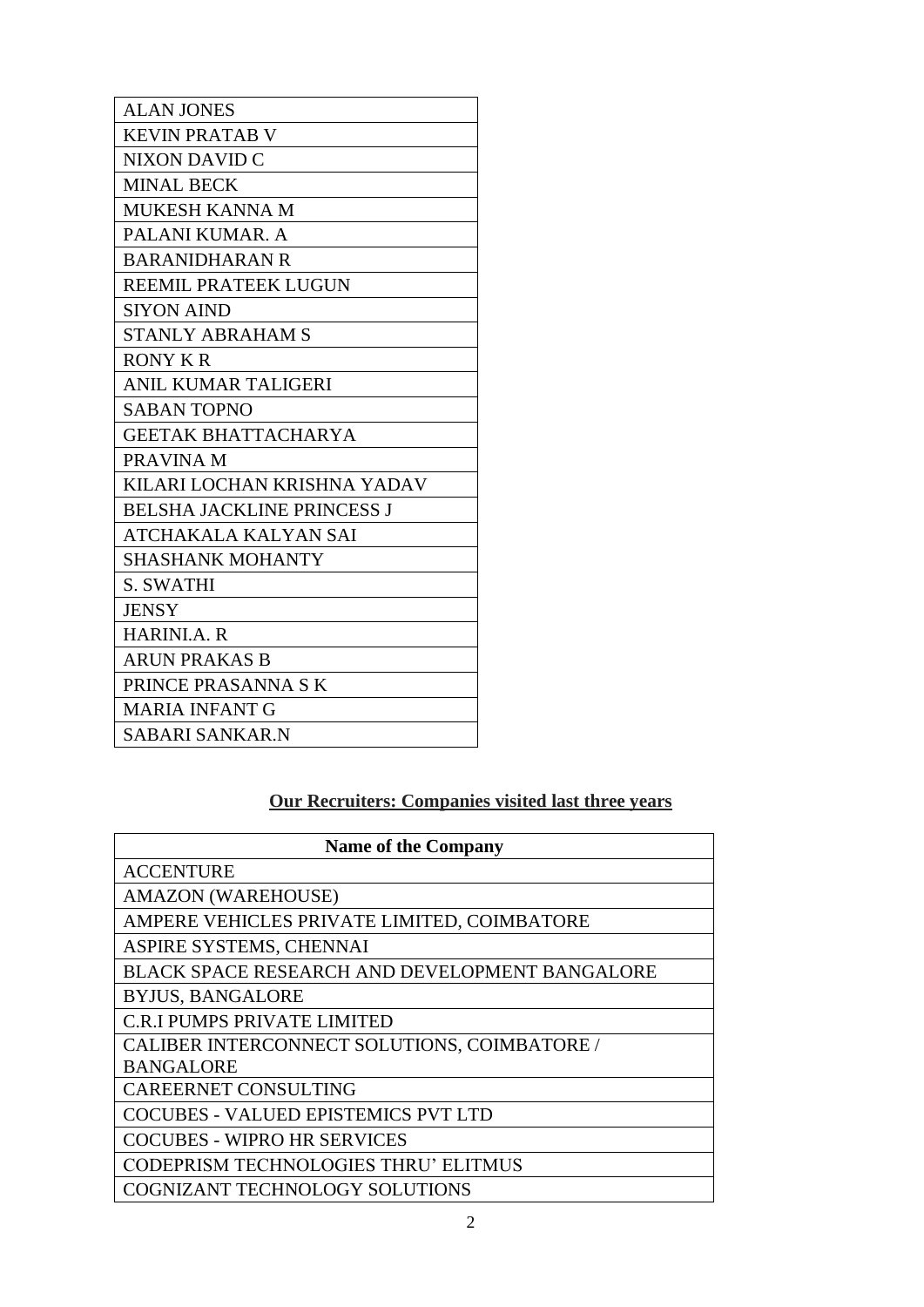| ALAN JONES |
|---|
| KEVIN PRATAB V |
| NIXON DAVID C |
| MINAL BECK |
| MUKESH KANNA M |
| PALANI KUMAR. A |
| BARANIDHARAN R |
| REEMIL PRATEEK LUGUN |
| SIYON AIND |
| STANLY ABRAHAM S |
| RONY K R |
| ANIL KUMAR TALIGERI |
| SABAN TOPNO |
| GEETAK BHATTACHARYA |
| PRAVINA M |
| KILARI LOCHAN KRISHNA YADAV |
| BELSHA JACKLINE PRINCESS J |
| ATCHAKALA KALYAN SAI |
| SHASHANK MOHANTY |
| S. SWATHI |
| JENSY |
| HARINI.A. R |
| ARUN PRAKAS B |
| PRINCE PRASANNA S K |
| MARIA INFANT G |
| SABARI SANKAR.N |

## **Our Recruiters: Companies visited last three years**

| Name of the Company |
|---|
| ACCENTURE |
| AMAZON (WAREHOUSE) |
| AMPERE VEHICLES PRIVATE LIMITED, COIMBATORE |
| ASPIRE SYSTEMS, CHENNAI |
| BLACK SPACE RESEARCH AND DEVELOPMENT BANGALORE |
| BYJUS, BANGALORE |
| C.R.I PUMPS PRIVATE LIMITED |
| CALIBER INTERCONNECT SOLUTIONS, COIMBATORE / BANGALORE |
| CAREERNET CONSULTING |
| COCUBES - VALUED EPISTEMICS PVT LTD |
| COCUBES - WIPRO HR SERVICES |
| CODEPRISM TECHNOLOGIES THRU' ELITMUS |
| COGNIZANT TECHNOLOGY SOLUTIONS |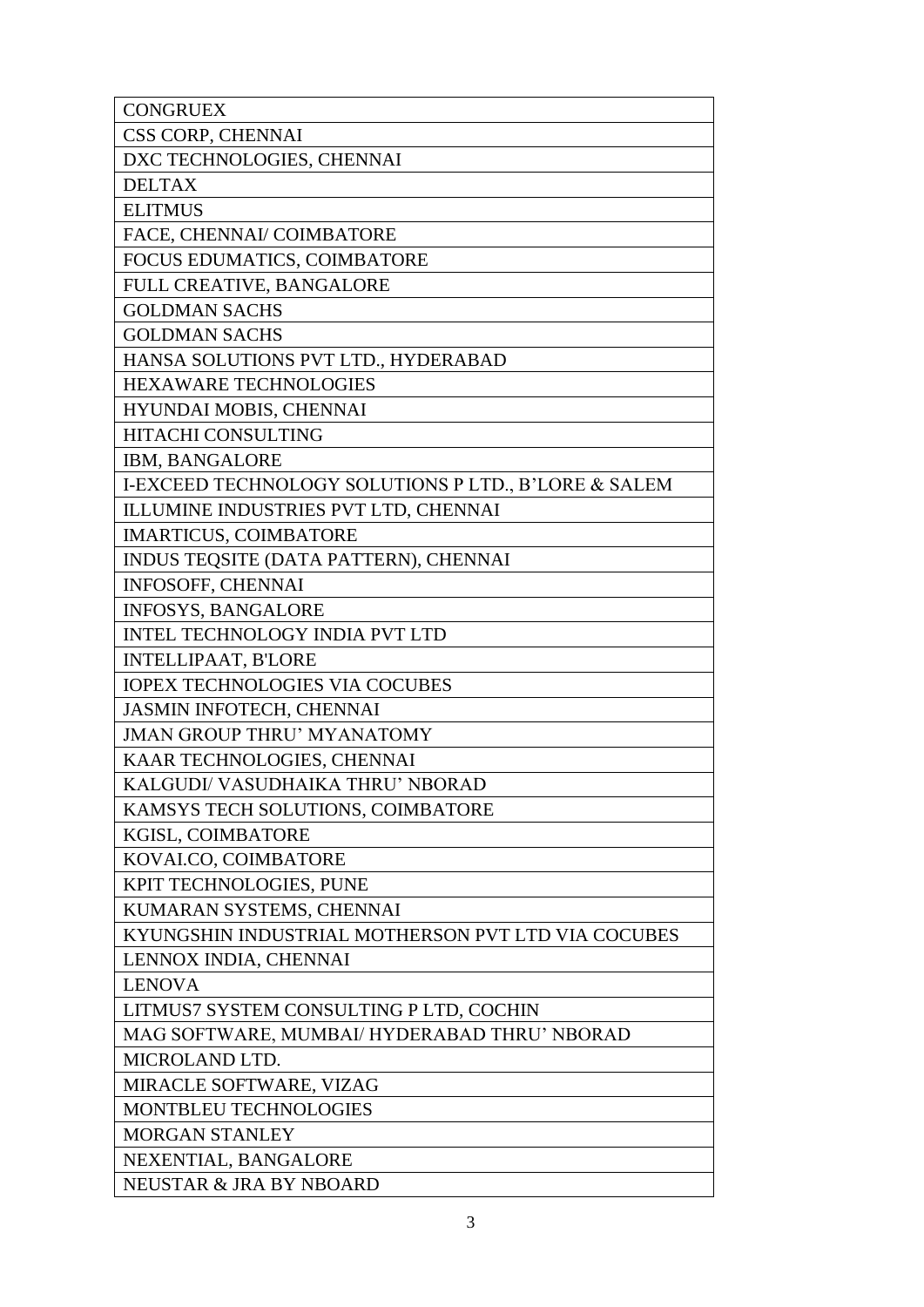| CONGRUEX |
| --- |
| CSS CORP, CHENNAI |
| DXC TECHNOLOGIES, CHENNAI |
| DELTAX |
| ELITMUS |
| FACE, CHENNAI/ COIMBATORE |
| FOCUS EDUMATICS, COIMBATORE |
| FULL CREATIVE, BANGALORE |
| GOLDMAN SACHS |
| GOLDMAN SACHS |
| HANSA SOLUTIONS PVT LTD., HYDERABAD |
| HEXAWARE TECHNOLOGIES |
| HYUNDAI MOBIS, CHENNAI |
| HITACHI CONSULTING |
| IBM, BANGALORE |
| I-EXCEED TECHNOLOGY SOLUTIONS P LTD., B'LORE & SALEM |
| ILLUMINE INDUSTRIES PVT LTD, CHENNAI |
| IMARTICUS, COIMBATORE |
| INDUS TEQSITE (DATA PATTERN), CHENNAI |
| INFOSOFF, CHENNAI |
| INFOSYS, BANGALORE |
| INTEL TECHNOLOGY INDIA PVT LTD |
| INTELLIPAAT, B'LORE |
| IOPEX TECHNOLOGIES VIA COCUBES |
| JASMIN INFOTECH, CHENNAI |
| JMAN GROUP THRU' MYANATOMY |
| KAAR TECHNOLOGIES, CHENNAI |
| KALGUDI/ VASUDHAIKA THRU' NBORAD |
| KAMSYS TECH SOLUTIONS, COIMBATORE |
| KGISL, COIMBATORE |
| KOVAI.CO, COIMBATORE |
| KPIT TECHNOLOGIES, PUNE |
| KUMARAN SYSTEMS, CHENNAI |
| KYUNGSHIN INDUSTRIAL MOTHERSON PVT LTD VIA COCUBES |
| LENNOX INDIA, CHENNAI |
| LENOVA |
| LITMUS7 SYSTEM CONSULTING P LTD, COCHIN |
| MAG SOFTWARE, MUMBAI/ HYDERABAD THRU' NBORAD |
| MICROLAND LTD. |
| MIRACLE SOFTWARE, VIZAG |
| MONTBLEU TECHNOLOGIES |
| MORGAN STANLEY |
| NEXENTIAL, BANGALORE |
| NEUSTAR & JRA BY NBOARD |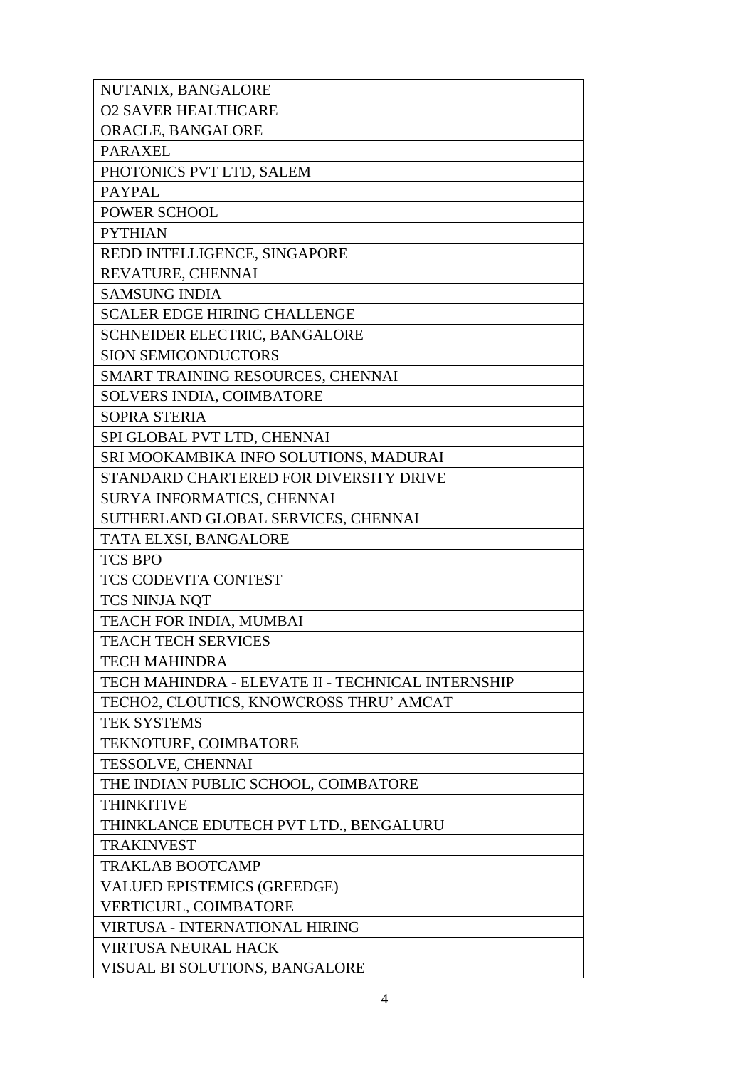| NUTANIX, BANGALORE |
|---|
| O2 SAVER HEALTHCARE |
| ORACLE, BANGALORE |
| PARAXEL |
| PHOTONICS PVT LTD, SALEM |
| PAYPAL |
| POWER SCHOOL |
| PYTHIAN |
| REDD INTELLIGENCE, SINGAPORE |
| REVATURE, CHENNAI |
| SAMSUNG INDIA |
| SCALER EDGE HIRING CHALLENGE |
| SCHNEIDER ELECTRIC, BANGALORE |
| SION SEMICONDUCTORS |
| SMART TRAINING RESOURCES, CHENNAI |
| SOLVERS INDIA, COIMBATORE |
| SOPRA STERIA |
| SPI GLOBAL PVT LTD, CHENNAI |
| SRI MOOKAMBIKA INFO SOLUTIONS, MADURAI |
| STANDARD CHARTERED FOR DIVERSITY DRIVE |
| SURYA INFORMATICS, CHENNAI |
| SUTHERLAND GLOBAL SERVICES, CHENNAI |
| TATA ELXSI, BANGALORE |
| TCS BPO |
| TCS CODEVITA CONTEST |
| TCS NINJA NQT |
| TEACH FOR INDIA, MUMBAI |
| TEACH TECH SERVICES |
| TECH MAHINDRA |
| TECH MAHINDRA - ELEVATE II - TECHNICAL INTERNSHIP |
| TECHO2, CLOUTICS, KNOWCROSS THRU' AMCAT |
| TEK SYSTEMS |
| TEKNOTURF, COIMBATORE |
| TESSOLVE, CHENNAI |
| THE INDIAN PUBLIC SCHOOL, COIMBATORE |
| THINKITIVE |
| THINKLANCE EDUTECH PVT LTD., BENGALURU |
| TRAKINVEST |
| TRAKLAB BOOTCAMP |
| VALUED EPISTEMICS (GREEDGE) |
| VERTICURL, COIMBATORE |
| VIRTUSA - INTERNATIONAL HIRING |
| VIRTUSA NEURAL HACK |
| VISUAL BI SOLUTIONS, BANGALORE |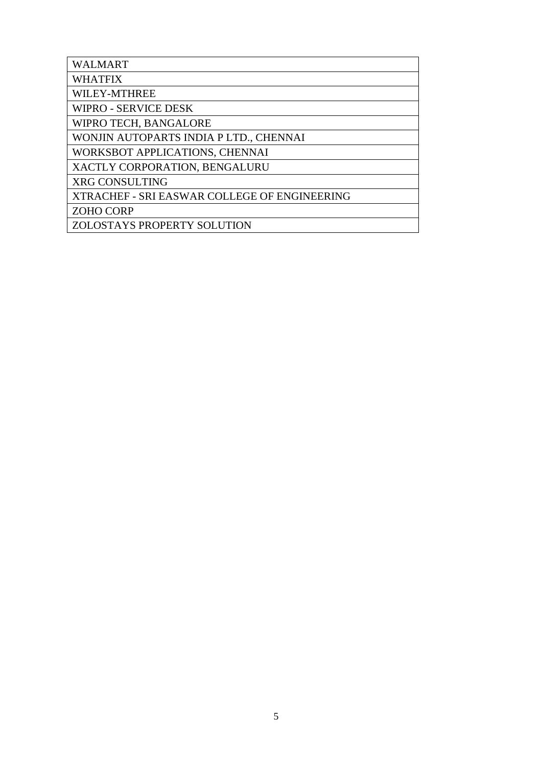| |
|---|
| WALMART |
| WHATFIX |
| WILEY-MTHREE |
| WIPRO - SERVICE DESK |
| WIPRO TECH, BANGALORE |
| WONJIN AUTOPARTS INDIA P LTD., CHENNAI |
| WORKSBOT APPLICATIONS, CHENNAI |
| XACTLY CORPORATION, BENGALURU |
| XRG CONSULTING |
| XTRACHEF - SRI EASWAR COLLEGE OF ENGINEERING |
| ZOHO CORP |
| ZOLOSTAYS PROPERTY SOLUTION |